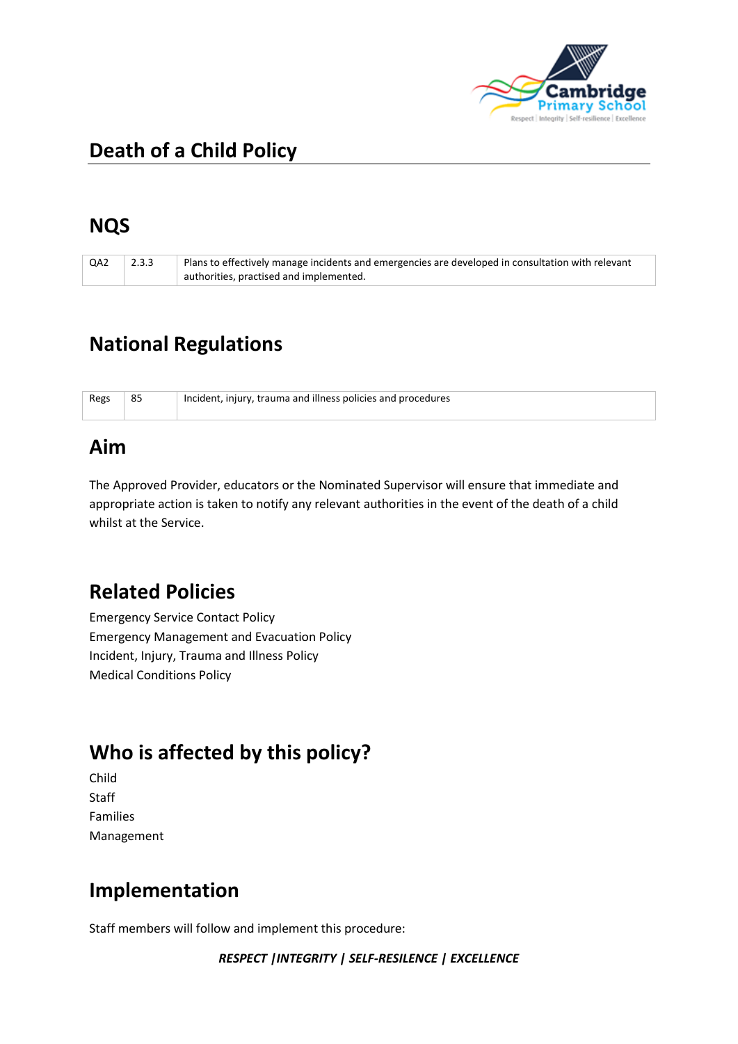# Death of a Child Policy

## NQS

| QA2 | 2.3.3 | Plans to effectively manage incidents and emergencies are developed in consultation with relevant authorities, practised and implemented. |
|---|---|---|

## National Regulations

| Regs | 85 | Incident, injury, trauma and illness policies and procedures |
|---|---|---|

## Aim

The Approved Provider, educators or the Nominated Supervisor will ensure that immediate and appropriate action is taken to notify any relevant authorities in the event of the death of a child whilst at the Service.

## Related Policies

Emergency Service Contact Policy
Emergency Management and Evacuation Policy
Incident, Injury, Trauma and Illness Policy
Medical Conditions Policy

## Who is affected by this policy?

Child
Staff
Families
Management

## Implementation

Staff members will follow and implement this procedure: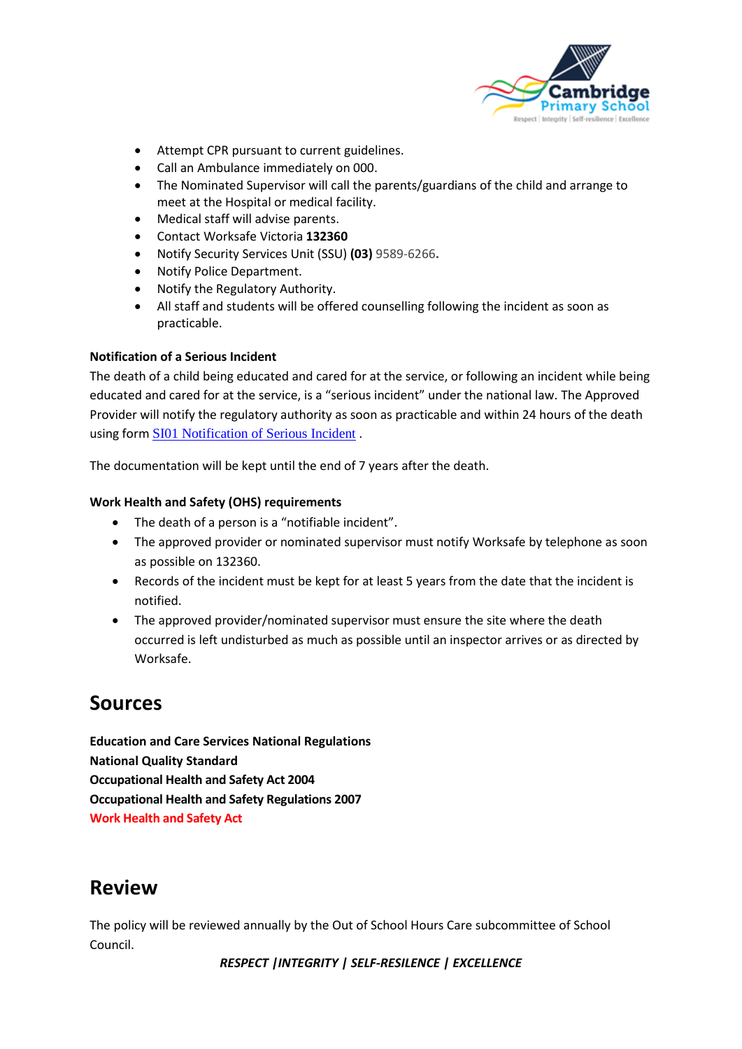- Attempt CPR pursuant to current guidelines.
- Call an Ambulance immediately on 000.
- The Nominated Supervisor will call the parents/guardians of the child and arrange to meet at the Hospital or medical facility.
- Medical staff will advise parents.
- Contact Worksafe Victoria **132360**
- Notify Security Services Unit (SSU) **(03)** 9589-6266**.**
- Notify Police Department.
- Notify the Regulatory Authority.
- All staff and students will be offered counselling following the incident as soon as practicable.

**Notification of a Serious Incident**

The death of a child being educated and cared for at the service, or following an incident while being educated and cared for at the service, is a "serious incident" under the national law. The Approved Provider will notify the regulatory authority as soon as practicable and within 24 hours of the death using form SI01 Notification of Serious Incident .

The documentation will be kept until the end of 7 years after the death.

**Work Health and Safety (OHS) requirements**

- The death of a person is a "notifiable incident".
- The approved provider or nominated supervisor must notify Worksafe by telephone as soon as possible on 132360.
- Records of the incident must be kept for at least 5 years from the date that the incident is notified.
- The approved provider/nominated supervisor must ensure the site where the death occurred is left undisturbed as much as possible until an inspector arrives or as directed by Worksafe.

## Sources

**Education and Care Services National Regulations**
**National Quality Standard**
**Occupational Health and Safety Act 2004**
**Occupational Health and Safety Regulations 2007**
**Work Health and Safety Act**

## Review

The policy will be reviewed annually by the Out of School Hours Care subcommittee of School Council.

***RESPECT |INTEGRITY | SELF-RESILENCE | EXCELLENCE***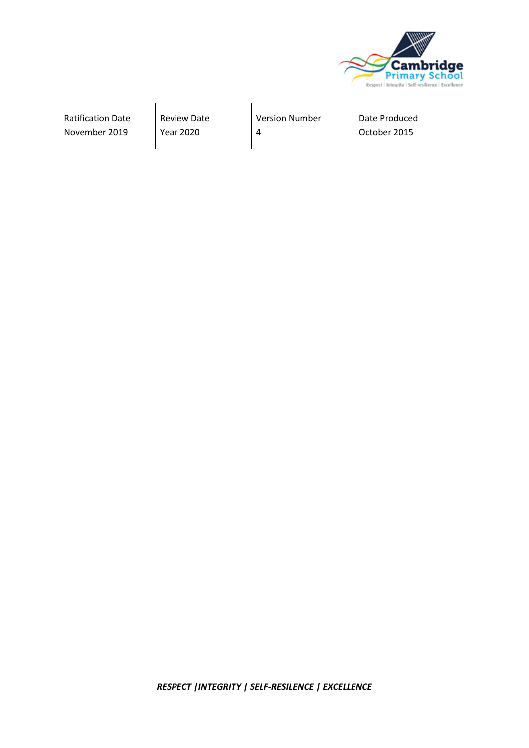| Ratification Date | Review Date | Version Number | Date Produced |
|---|---|---|---|
| November 2019 | Year 2020 | 4 | October 2015 |

***RESPECT |INTEGRITY | SELF-RESILENCE | EXCELLENCE***